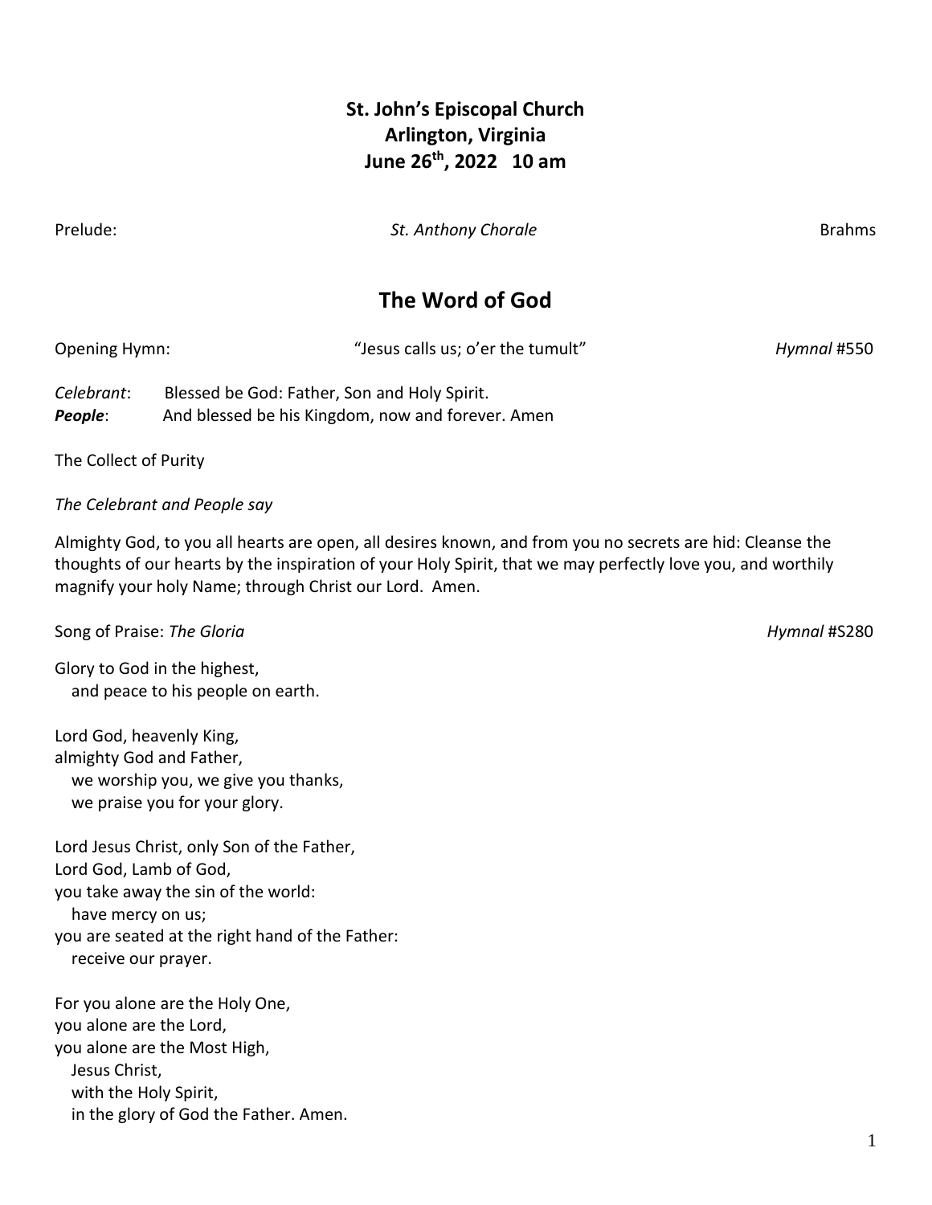# St. John's Episcopal Church
# Arlington, Virginia
# June 26th, 2022 10 am

Prelude: *St. Anthony Chorale* Brahms

## The Word of God

Opening Hymn: "Jesus calls us; o'er the tumult" *Hymnal* #550

*Celebrant*: Blessed be God: Father, Son and Holy Spirit.
***People***: And blessed be his Kingdom, now and forever. Amen

The Collect of Purity

*The Celebrant and People say*

Almighty God, to you all hearts are open, all desires known, and from you no secrets are hid: Cleanse the thoughts of our hearts by the inspiration of your Holy Spirit, that we may perfectly love you, and worthily magnify your holy Name; through Christ our Lord. Amen.

Song of Praise: *The Gloria* *Hymnal* #S280

Glory to God in the highest,
   and peace to his people on earth.

Lord God, heavenly King,
almighty God and Father,
   we worship you, we give you thanks,
   we praise you for your glory.

Lord Jesus Christ, only Son of the Father,
Lord God, Lamb of God,
you take away the sin of the world:
   have mercy on us;
you are seated at the right hand of the Father:
   receive our prayer.

For you alone are the Holy One,
you alone are the Lord,
you alone are the Most High,
   Jesus Christ,
   with the Holy Spirit,
   in the glory of God the Father. Amen.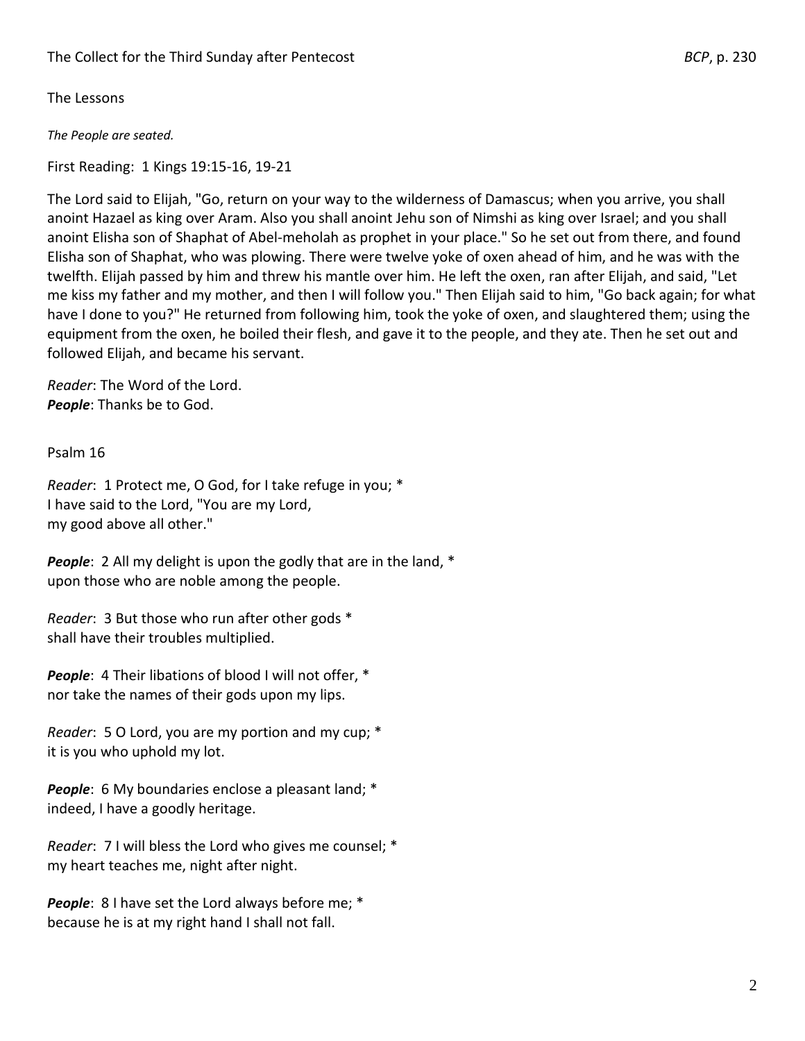The Collect for the Third Sunday after Pentecost *BCP*, p. 230

The Lessons

*The People are seated.*

First Reading: 1 Kings 19:15-16, 19-21

The Lord said to Elijah, "Go, return on your way to the wilderness of Damascus; when you arrive, you shall anoint Hazael as king over Aram. Also you shall anoint Jehu son of Nimshi as king over Israel; and you shall anoint Elisha son of Shaphat of Abel-meholah as prophet in your place." So he set out from there, and found Elisha son of Shaphat, who was plowing. There were twelve yoke of oxen ahead of him, and he was with the twelfth. Elijah passed by him and threw his mantle over him. He left the oxen, ran after Elijah, and said, "Let me kiss my father and my mother, and then I will follow you." Then Elijah said to him, "Go back again; for what have I done to you?" He returned from following him, took the yoke of oxen, and slaughtered them; using the equipment from the oxen, he boiled their flesh, and gave it to the people, and they ate. Then he set out and followed Elijah, and became his servant.

*Reader*: The Word of the Lord.
***People***: Thanks be to God.

Psalm 16

*Reader*: 1 Protect me, O God, for I take refuge in you; *
I have said to the Lord, "You are my Lord,
my good above all other."

***People***: 2 All my delight is upon the godly that are in the land, *
upon those who are noble among the people.

*Reader*: 3 But those who run after other gods *
shall have their troubles multiplied.

***People***: 4 Their libations of blood I will not offer, *
nor take the names of their gods upon my lips.

*Reader*: 5 O Lord, you are my portion and my cup; *
it is you who uphold my lot.

***People***: 6 My boundaries enclose a pleasant land; *
indeed, I have a goodly heritage.

*Reader*: 7 I will bless the Lord who gives me counsel; *
my heart teaches me, night after night.

***People***: 8 I have set the Lord always before me; *
because he is at my right hand I shall not fall.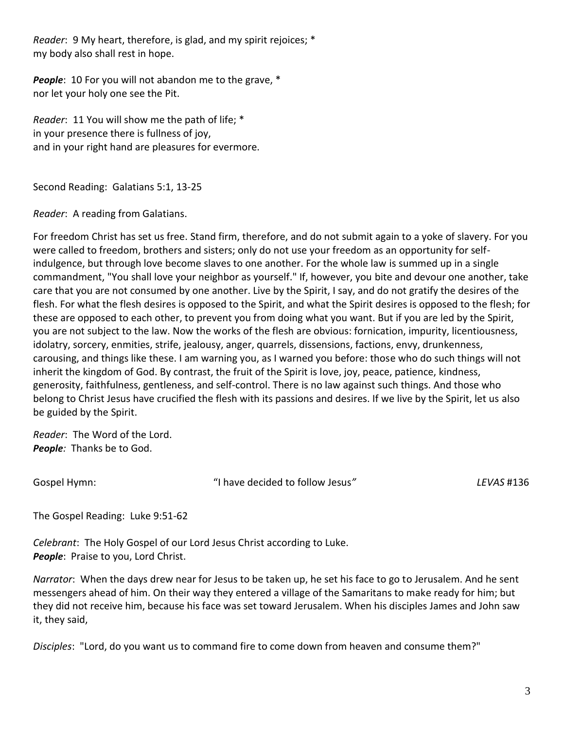*Reader*: 9 My heart, therefore, is glad, and my spirit rejoices; *
my body also shall rest in hope.

***People***: 10 For you will not abandon me to the grave, *
nor let your holy one see the Pit.

*Reader*: 11 You will show me the path of life; *
in your presence there is fullness of joy,
and in your right hand are pleasures for evermore.

Second Reading: Galatians 5:1, 13-25

*Reader*: A reading from Galatians.

For freedom Christ has set us free. Stand firm, therefore, and do not submit again to a yoke of slavery. For you were called to freedom, brothers and sisters; only do not use your freedom as an opportunity for self-indulgence, but through love become slaves to one another. For the whole law is summed up in a single commandment, "You shall love your neighbor as yourself." If, however, you bite and devour one another, take care that you are not consumed by one another. Live by the Spirit, I say, and do not gratify the desires of the flesh. For what the flesh desires is opposed to the Spirit, and what the Spirit desires is opposed to the flesh; for these are opposed to each other, to prevent you from doing what you want. But if you are led by the Spirit, you are not subject to the law. Now the works of the flesh are obvious: fornication, impurity, licentiousness, idolatry, sorcery, enmities, strife, jealousy, anger, quarrels, dissensions, factions, envy, drunkenness, carousing, and things like these. I am warning you, as I warned you before: those who do such things will not inherit the kingdom of God. By contrast, the fruit of the Spirit is love, joy, peace, patience, kindness, generosity, faithfulness, gentleness, and self-control. There is no law against such things. And those who belong to Christ Jesus have crucified the flesh with its passions and desires. If we live by the Spirit, let us also be guided by the Spirit.

*Reader*: The Word of the Lord.
***People:*** Thanks be to God.

Gospel Hymn: "I have decided to follow Jesus" *LEVAS* #136

The Gospel Reading: Luke 9:51-62

*Celebrant*: The Holy Gospel of our Lord Jesus Christ according to Luke.
***People***: Praise to you, Lord Christ.

*Narrator*: When the days drew near for Jesus to be taken up, he set his face to go to Jerusalem. And he sent messengers ahead of him. On their way they entered a village of the Samaritans to make ready for him; but they did not receive him, because his face was set toward Jerusalem. When his disciples James and John saw it, they said,

*Disciples*: "Lord, do you want us to command fire to come down from heaven and consume them?"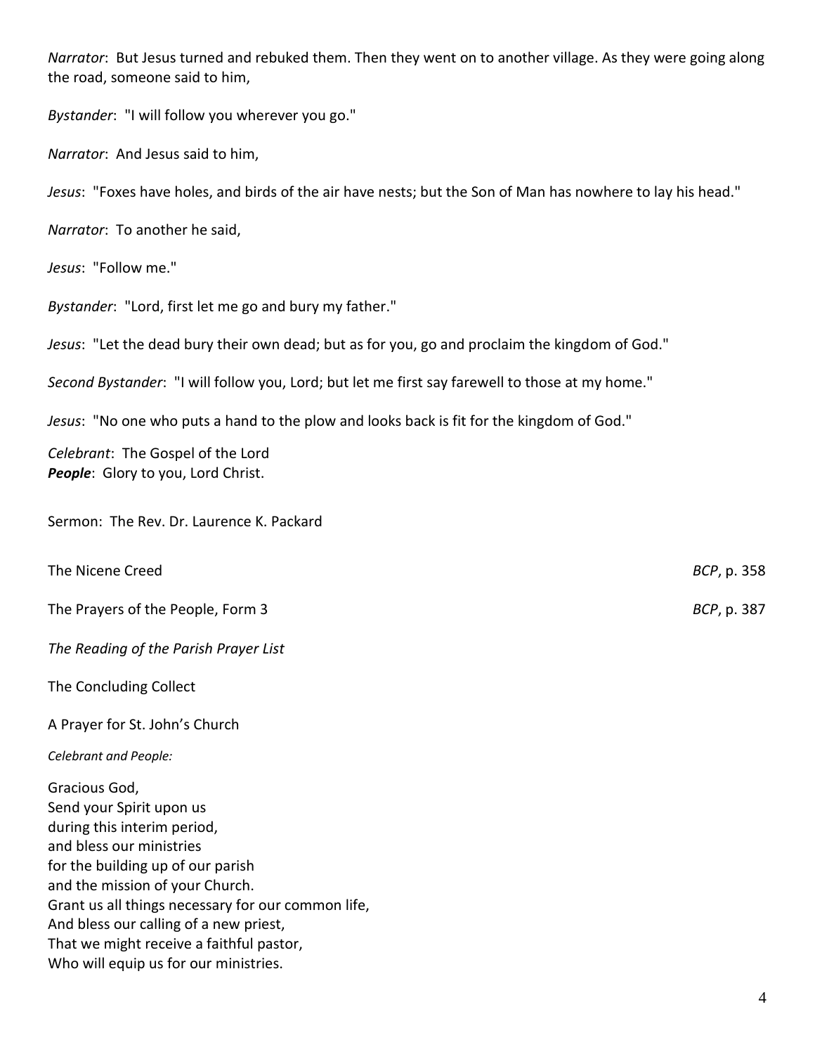*Narrator*: But Jesus turned and rebuked them. Then they went on to another village. As they were going along the road, someone said to him,

*Bystander*: "I will follow you wherever you go."

*Narrator*: And Jesus said to him,

*Jesus*: "Foxes have holes, and birds of the air have nests; but the Son of Man has nowhere to lay his head."

*Narrator*: To another he said,

*Jesus*: "Follow me."

*Bystander*: "Lord, first let me go and bury my father."

*Jesus*: "Let the dead bury their own dead; but as for you, go and proclaim the kingdom of God."

*Second Bystander*: "I will follow you, Lord; but let me first say farewell to those at my home."

*Jesus*: "No one who puts a hand to the plow and looks back is fit for the kingdom of God."

*Celebrant*: The Gospel of the Lord
***People***: Glory to you, Lord Christ.

Sermon: The Rev. Dr. Laurence K. Packard

The Nicene Creed *BCP*, p. 358

The Prayers of the People, Form 3 *BCP*, p. 387

*The Reading of the Parish Prayer List*

The Concluding Collect

A Prayer for St. John's Church

*Celebrant and People:*

Gracious God,
Send your Spirit upon us
during this interim period,
and bless our ministries
for the building up of our parish
and the mission of your Church.
Grant us all things necessary for our common life,
And bless our calling of a new priest,
That we might receive a faithful pastor,
Who will equip us for our ministries.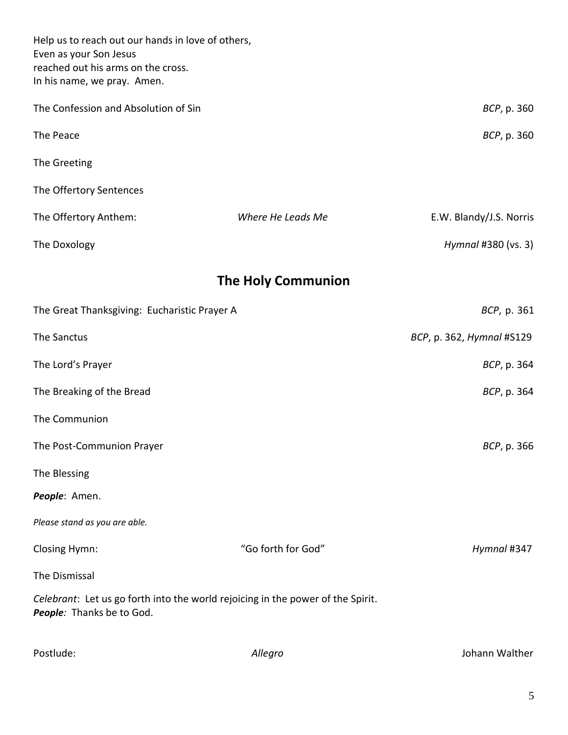Help us to reach out our hands in love of others,
Even as your Son Jesus
reached out his arms on the cross.
In his name, we pray. Amen.

The Confession and Absolution of Sin — *BCP*, p. 360

The Peace — *BCP*, p. 360

The Greeting

The Offertory Sentences

The Offertory Anthem: *Where He Leads Me* — E.W. Blandy/J.S. Norris

The Doxology — *Hymnal* #380 (vs. 3)

## The Holy Communion

The Great Thanksgiving: Eucharistic Prayer A — *BCP*, p. 361

The Sanctus — *BCP*, p. 362, *Hymnal* #S129

The Lord's Prayer — *BCP*, p. 364

The Breaking of the Bread — *BCP*, p. 364

The Communion

The Post-Communion Prayer — *BCP*, p. 366

The Blessing

***People***: Amen.

*Please stand as you are able.*

Closing Hymn: "Go forth for God" — *Hymnal* #347

The Dismissal

*Celebrant*: Let us go forth into the world rejoicing in the power of the Spirit.
***People***: Thanks be to God.

Postlude: *Allegro* — Johann Walther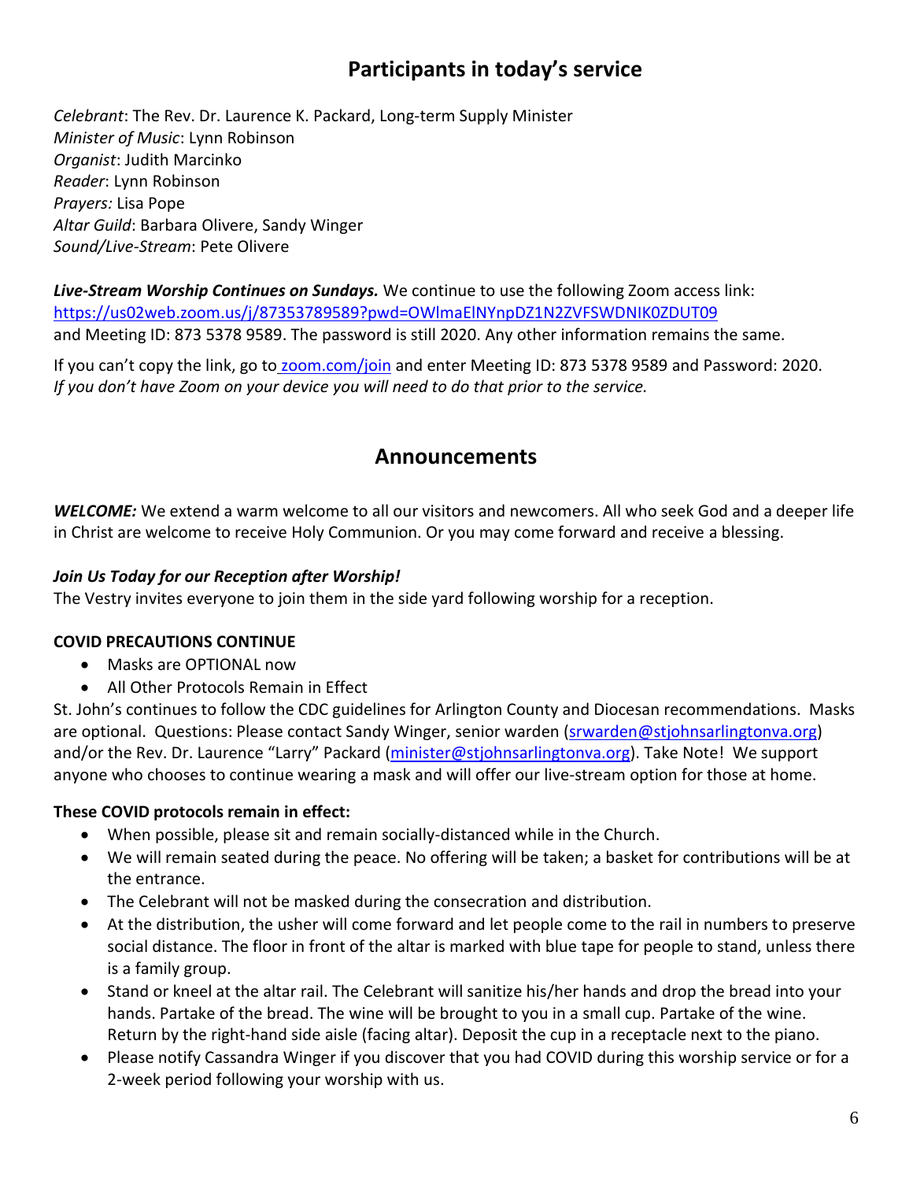## Participants in today's service

*Celebrant*: The Rev. Dr. Laurence K. Packard, Long-term Supply Minister
*Minister of Music*: Lynn Robinson
*Organist*: Judith Marcinko
*Reader*: Lynn Robinson
*Prayers:* Lisa Pope
*Altar Guild*: Barbara Olivere, Sandy Winger
*Sound/Live-Stream*: Pete Olivere

***Live-Stream Worship Continues on Sundays.*** We continue to use the following Zoom access link: https://us02web.zoom.us/j/87353789589?pwd=OWlmaElNYnpDZ1N2ZVFSWDNIK0ZDUT09
and Meeting ID: 873 5378 9589. The password is still 2020. Any other information remains the same.

If you can't copy the link, go to zoom.com/join and enter Meeting ID: 873 5378 9589 and Password: 2020.
*If you don't have Zoom on your device you will need to do that prior to the service.*

## Announcements

***WELCOME:*** We extend a warm welcome to all our visitors and newcomers. All who seek God and a deeper life in Christ are welcome to receive Holy Communion. Or you may come forward and receive a blessing.

***Join Us Today for our Reception after Worship!***
The Vestry invites everyone to join them in the side yard following worship for a reception.

**COVID PRECAUTIONS CONTINUE**

- Masks are OPTIONAL now
- All Other Protocols Remain in Effect

St. John's continues to follow the CDC guidelines for Arlington County and Diocesan recommendations. Masks are optional. Questions: Please contact Sandy Winger, senior warden (srwarden@stjohnsarlingtonva.org) and/or the Rev. Dr. Laurence "Larry" Packard (minister@stjohnsarlingtonva.org). Take Note! We support anyone who chooses to continue wearing a mask and will offer our live-stream option for those at home.

**These COVID protocols remain in effect:**

- When possible, please sit and remain socially-distanced while in the Church.
- We will remain seated during the peace. No offering will be taken; a basket for contributions will be at the entrance.
- The Celebrant will not be masked during the consecration and distribution.
- At the distribution, the usher will come forward and let people come to the rail in numbers to preserve social distance. The floor in front of the altar is marked with blue tape for people to stand, unless there is a family group.
- Stand or kneel at the altar rail. The Celebrant will sanitize his/her hands and drop the bread into your hands. Partake of the bread. The wine will be brought to you in a small cup. Partake of the wine. Return by the right-hand side aisle (facing altar). Deposit the cup in a receptacle next to the piano.
- Please notify Cassandra Winger if you discover that you had COVID during this worship service or for a 2-week period following your worship with us.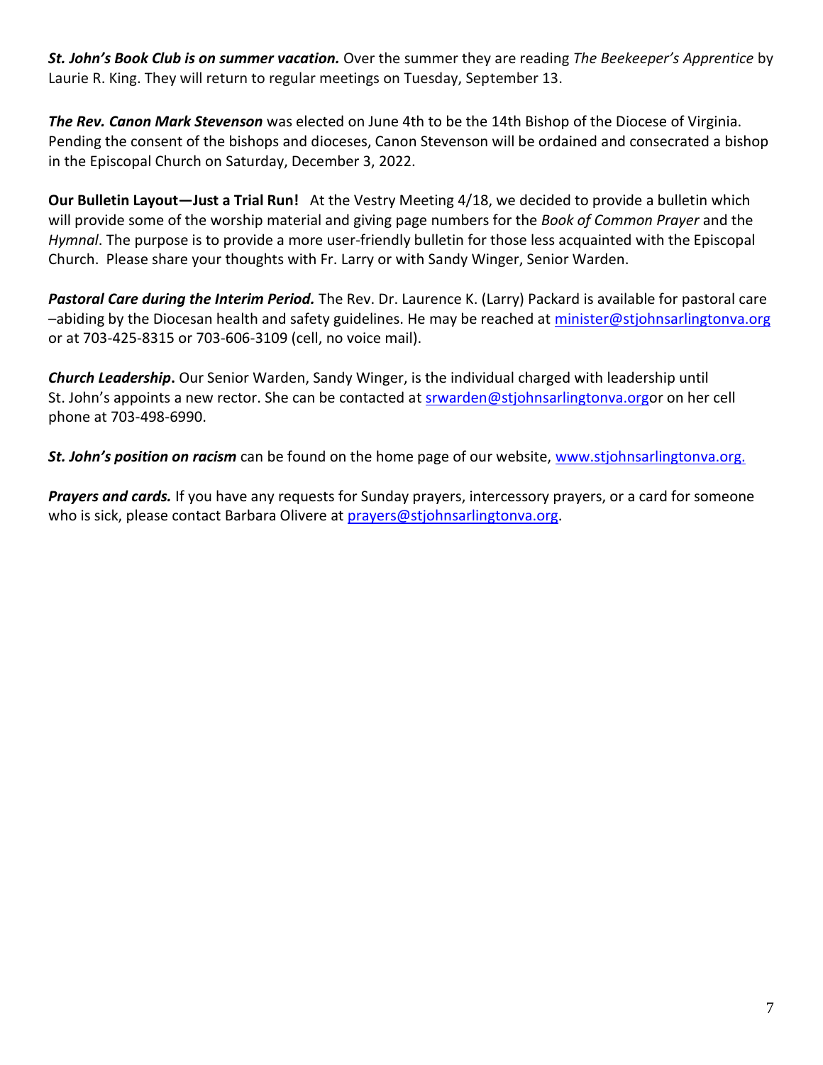***St. John's Book Club is on summer vacation.*** Over the summer they are reading *The Beekeeper's Apprentice* by Laurie R. King. They will return to regular meetings on Tuesday, September 13.

***The Rev. Canon Mark Stevenson*** was elected on June 4th to be the 14th Bishop of the Diocese of Virginia. Pending the consent of the bishops and dioceses, Canon Stevenson will be ordained and consecrated a bishop in the Episcopal Church on Saturday, December 3, 2022.

**Our Bulletin Layout—Just a Trial Run!** At the Vestry Meeting 4/18, we decided to provide a bulletin which will provide some of the worship material and giving page numbers for the *Book of Common Prayer* and the *Hymnal*. The purpose is to provide a more user-friendly bulletin for those less acquainted with the Episcopal Church. Please share your thoughts with Fr. Larry or with Sandy Winger, Senior Warden.

***Pastoral Care during the Interim Period.*** The Rev. Dr. Laurence K. (Larry) Packard is available for pastoral care –abiding by the Diocesan health and safety guidelines. He may be reached at minister@stjohnsarlingtonva.org or at 703-425-8315 or 703-606-3109 (cell, no voice mail).

***Church Leadership*.** Our Senior Warden, Sandy Winger, is the individual charged with leadership until St. John's appoints a new rector. She can be contacted at srwarden@stjohnsarlingtonva.orgor on her cell phone at 703-498-6990.

***St. John's position on racism*** can be found on the home page of our website, www.stjohnsarlingtonva.org.

***Prayers and cards.*** If you have any requests for Sunday prayers, intercessory prayers, or a card for someone who is sick, please contact Barbara Olivere at prayers@stjohnsarlingtonva.org.